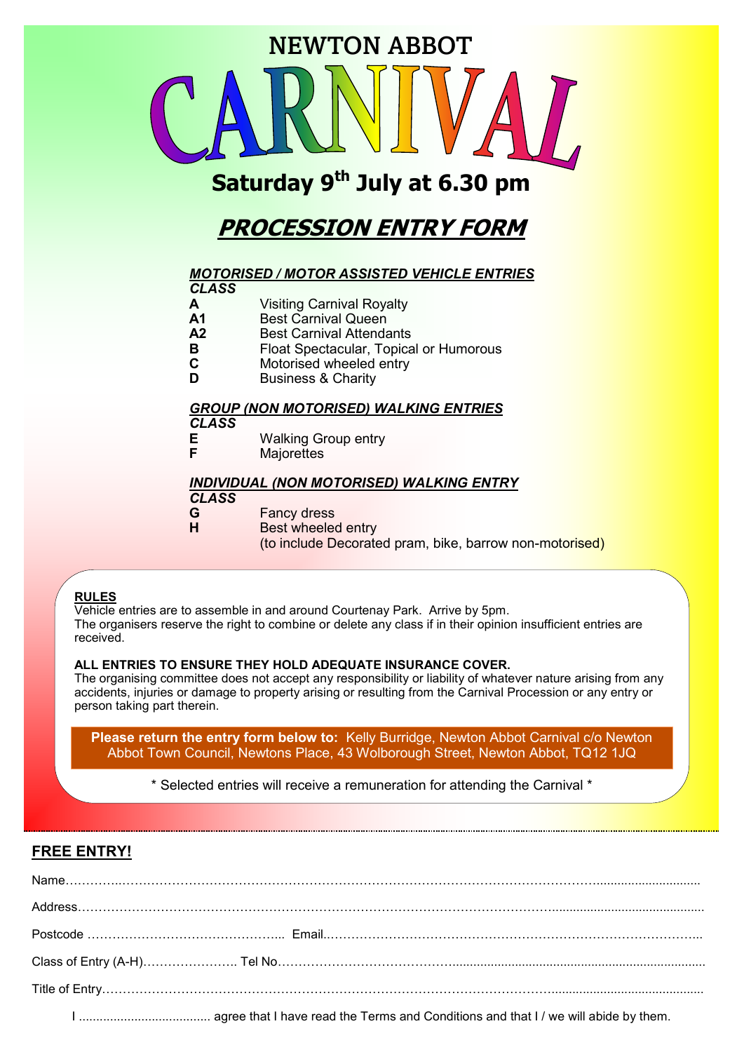# NEWTON ABBOT CARNIVAL

## Saturday 9th July at 6.30 pm

## *PROCESSION ENTRY FORM*

***MOTORISED / MOTOR ASSISTED VEHICLE ENTRIES***

| CLASS | |
|---|---|
| **A** | Visiting Carnival Royalty |
| **A1** | Best Carnival Queen |
| **A2** | Best Carnival Attendants |
| **B** | Float Spectacular, Topical or Humorous |
| **C** | Motorised wheeled entry |
| **D** | Business & Charity |

***GROUP (NON MOTORISED) WALKING ENTRIES***

| CLASS | |
|---|---|
| **E** | Walking Group entry |
| **F** | Majorettes |

***INDIVIDUAL (NON MOTORISED) WALKING ENTRY***

| CLASS | |
|---|---|
| **G** | Fancy dress |
| **H** | Best wheeled entry (to include Decorated pram, bike, barrow non-motorised) |

**RULES**

Vehicle entries are to assemble in and around Courtenay Park. Arrive by 5pm.
The organisers reserve the right to combine or delete any class if in their opinion insufficient entries are received.

**ALL ENTRIES TO ENSURE THEY HOLD ADEQUATE INSURANCE COVER.**
The organising committee does not accept any responsibility or liability of whatever nature arising from any accidents, injuries or damage to property arising or resulting from the Carnival Procession or any entry or person taking part therein.

**Please return the entry form below to:** Kelly Burridge, Newton Abbot Carnival c/o Newton Abbot Town Council, Newtons Place, 43 Wolborough Street, Newton Abbot, TQ12 1JQ

\* Selected entries will receive a remuneration for attending the Carnival \*

**FREE ENTRY!**

Name……………………………………………………………………………………………

Address…………………………………………………………………………………………

Postcode ……………………………………… Email……………………………………………

Class of Entry (A-H)………………… Tel No……………………………………………………

Title of Entry……………………………………………………………………………………

I ...................................... agree that I have read the Terms and Conditions and that I / we will abide by them.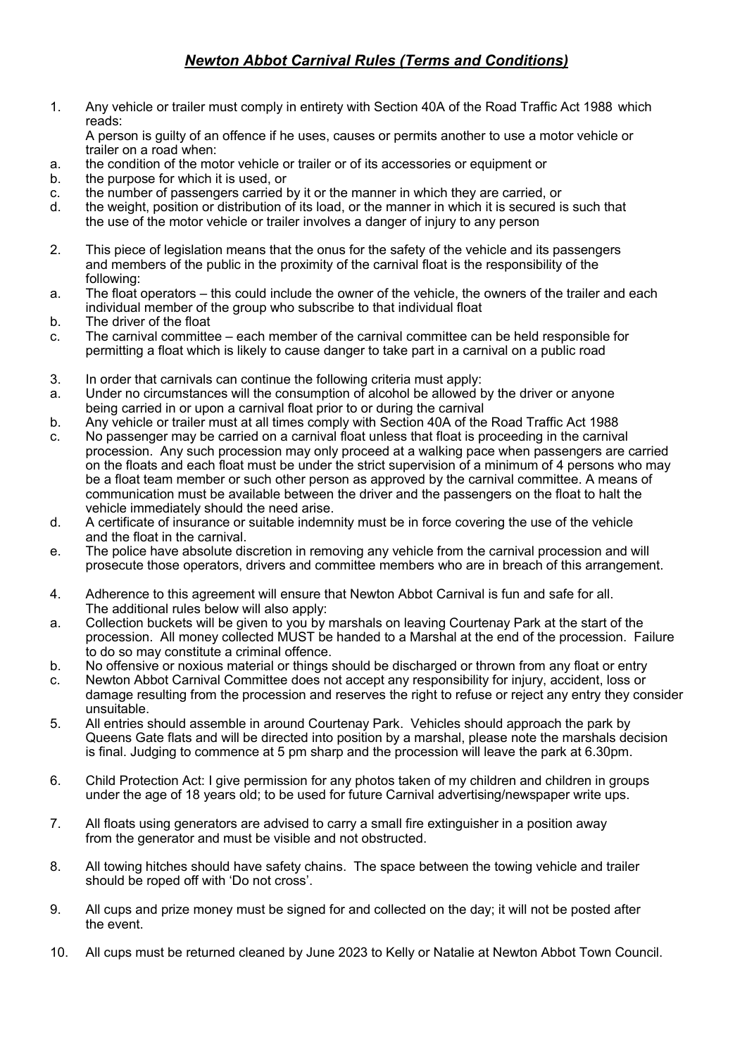## ***Newton Abbot Carnival Rules (Terms and Conditions)***

1. Any vehicle or trailer must comply in entirety with Section 40A of the Road Traffic Act 1988 which reads:
   A person is guilty of an offence if he uses, causes or permits another to use a motor vehicle or trailer on a road when:
   a. the condition of the motor vehicle or trailer or of its accessories or equipment or
   b. the purpose for which it is used, or
   c. the number of passengers carried by it or the manner in which they are carried, or
   d. the weight, position or distribution of its load, or the manner in which it is secured is such that the use of the motor vehicle or trailer involves a danger of injury to any person

2. This piece of legislation means that the onus for the safety of the vehicle and its passengers and members of the public in the proximity of the carnival float is the responsibility of the following:
   a. The float operators – this could include the owner of the vehicle, the owners of the trailer and each individual member of the group who subscribe to that individual float
   b. The driver of the float
   c. The carnival committee – each member of the carnival committee can be held responsible for permitting a float which is likely to cause danger to take part in a carnival on a public road

3. In order that carnivals can continue the following criteria must apply:
   a. Under no circumstances will the consumption of alcohol be allowed by the driver or anyone being carried in or upon a carnival float prior to or during the carnival
   b. Any vehicle or trailer must at all times comply with Section 40A of the Road Traffic Act 1988
   c. No passenger may be carried on a carnival float unless that float is proceeding in the carnival procession. Any such procession may only proceed at a walking pace when passengers are carried on the floats and each float must be under the strict supervision of a minimum of 4 persons who may be a float team member or such other person as approved by the carnival committee. A means of communication must be available between the driver and the passengers on the float to halt the vehicle immediately should the need arise.
   d. A certificate of insurance or suitable indemnity must be in force covering the use of the vehicle and the float in the carnival.
   e. The police have absolute discretion in removing any vehicle from the carnival procession and will prosecute those operators, drivers and committee members who are in breach of this arrangement.

4. Adherence to this agreement will ensure that Newton Abbot Carnival is fun and safe for all. The additional rules below will also apply:
   a. Collection buckets will be given to you by marshals on leaving Courtenay Park at the start of the procession. All money collected MUST be handed to a Marshal at the end of the procession. Failure to do so may constitute a criminal offence.
   b. No offensive or noxious material or things should be discharged or thrown from any float or entry
   c. Newton Abbot Carnival Committee does not accept any responsibility for injury, accident, loss or damage resulting from the procession and reserves the right to refuse or reject any entry they consider unsuitable.

5. All entries should assemble in around Courtenay Park. Vehicles should approach the park by Queens Gate flats and will be directed into position by a marshal, please note the marshals decision is final. Judging to commence at 5 pm sharp and the procession will leave the park at 6.30pm.

6. Child Protection Act: I give permission for any photos taken of my children and children in groups under the age of 18 years old; to be used for future Carnival advertising/newspaper write ups.

7. All floats using generators are advised to carry a small fire extinguisher in a position away from the generator and must be visible and not obstructed.

8. All towing hitches should have safety chains. The space between the towing vehicle and trailer should be roped off with 'Do not cross'.

9. All cups and prize money must be signed for and collected on the day; it will not be posted after the event.

10. All cups must be returned cleaned by June 2023 to Kelly or Natalie at Newton Abbot Town Council.